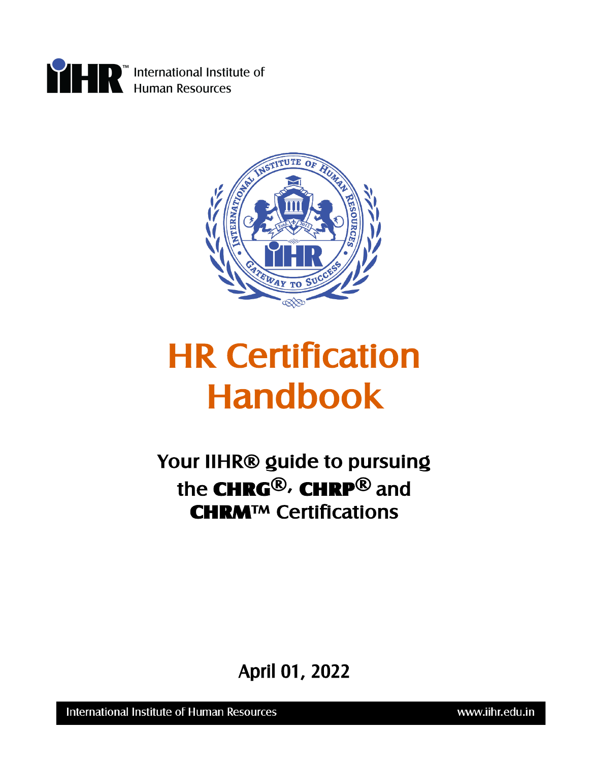IIHR™ International Institute of Human Resources

# HR Certification Handbook

## Your IIHR® guide to pursuing the **CHRG®**, **CHRP®** and **CHRM™** Certifications

April 01, 2022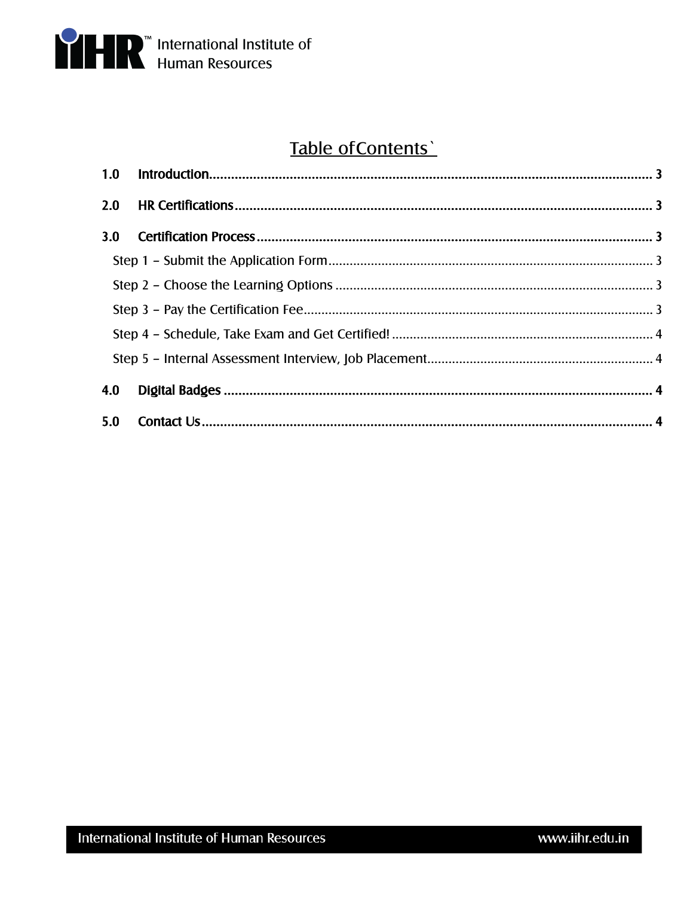# Table of Contents

**1.0 Introduction** .......................................................... **3**

**2.0 HR Certifications** .......................................................... **3**

**3.0 Certification Process** .......................................................... **3**

- Step 1 – Submit the Application Form .......................................................... 3
- Step 2 – Choose the Learning Options .......................................................... 3
- Step 3 – Pay the Certification Fee .......................................................... 3
- Step 4 – Schedule, Take Exam and Get Certified! .......................................................... 4
- Step 5 – Internal Assessment Interview, Job Placement .......................................................... 4

**4.0 Digital Badges** .......................................................... **4**

**5.0 Contact Us** .......................................................... **4**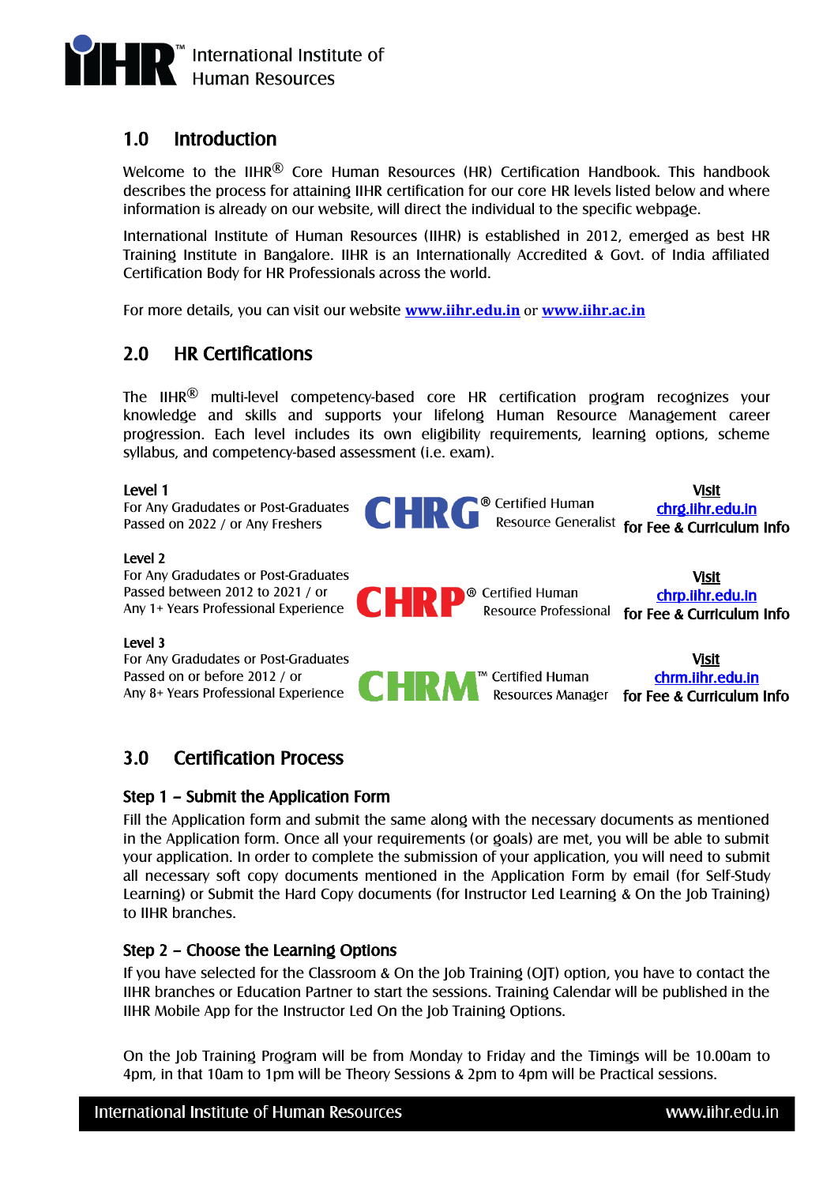International Institute of Human Resources

## 1.0 Introduction

Welcome to the IIHR® Core Human Resources (HR) Certification Handbook. This handbook describes the process for attaining IIHR certification for our core HR levels listed below and where information is already on our website, will direct the individual to the specific webpage.

International Institute of Human Resources (IIHR) is established in 2012, emerged as best HR Training Institute in Bangalore. IIHR is an Internationally Accredited & Govt. of India affiliated Certification Body for HR Professionals across the world.

For more details, you can visit our website **www.iihr.edu.in** or **www.iihr.ac.in**

## 2.0 HR Certifications

The IIHR® multi-level competency-based core HR certification program recognizes your knowledge and skills and supports your lifelong Human Resource Management career progression. Each level includes its own eligibility requirements, learning options, scheme syllabus, and competency-based assessment (i.e. exam).

| Level | Certification | Info |
|---|---|---|
| **Level 1**<br>For Any Graduates or Post-Graduates Passed on 2022 / or Any Freshers | **CHRG**® Certified Human Resource Generalist | **Visit** chrg.iihr.edu.in **for Fee & Curriculum Info** |
| **Level 2**<br>For Any Graduates or Post-Graduates Passed between 2012 to 2021 / or Any 1+ Years Professional Experience | **CHRP**® Certified Human Resource Professional | **Visit** chrp.iihr.edu.in **for Fee & Curriculum Info** |
| **Level 3**<br>For Any Graduates or Post-Graduates Passed on or before 2012 / or Any 8+ Years Professional Experience | **CHRM**™ Certified Human Resources Manager | **Visit** chrm.iihr.edu.in **for Fee & Curriculum Info** |

## 3.0 Certification Process

### Step 1 – Submit the Application Form

Fill the Application form and submit the same along with the necessary documents as mentioned in the Application form. Once all your requirements (or goals) are met, you will be able to submit your application. In order to complete the submission of your application, you will need to submit all necessary soft copy documents mentioned in the Application Form by email (for Self-Study Learning) or Submit the Hard Copy documents (for Instructor Led Learning & On the Job Training) to IIHR branches.

### Step 2 – Choose the Learning Options

If you have selected for the Classroom & On the Job Training (OJT) option, you have to contact the IIHR branches or Education Partner to start the sessions. Training Calendar will be published in the IIHR Mobile App for the Instructor Led On the Job Training Options.

On the Job Training Program will be from Monday to Friday and the Timings will be 10.00am to 4pm, in that 10am to 1pm will be Theory Sessions & 2pm to 4pm will be Practical sessions.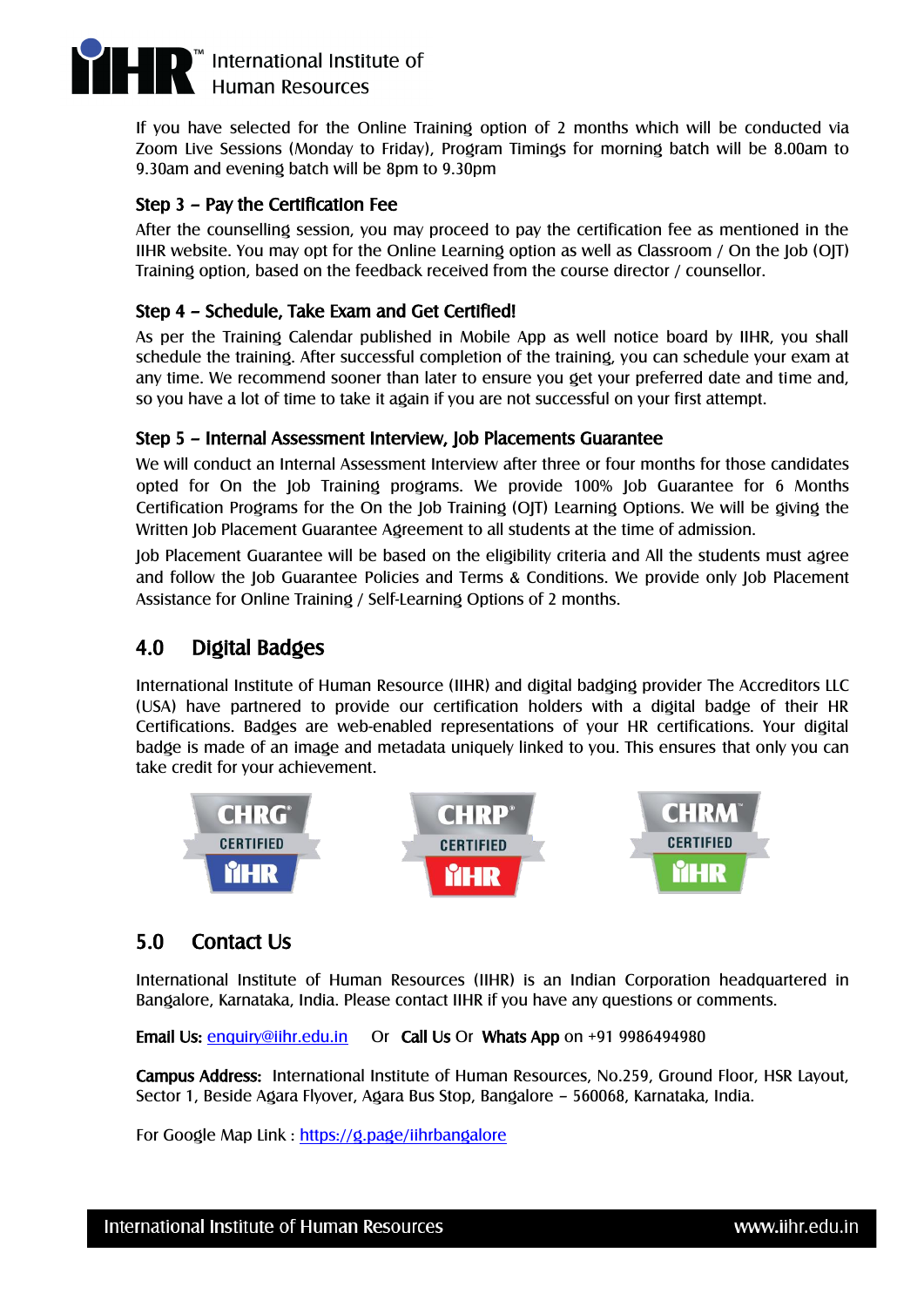If you have selected for the Online Training option of 2 months which will be conducted via Zoom Live Sessions (Monday to Friday), Program Timings for morning batch will be 8.00am to 9.30am and evening batch will be 8pm to 9.30pm

### Step 3 – Pay the Certification Fee

After the counselling session, you may proceed to pay the certification fee as mentioned in the IIHR website. You may opt for the Online Learning option as well as Classroom / On the Job (OJT) Training option, based on the feedback received from the course director / counsellor.

### Step 4 – Schedule, Take Exam and Get Certified!

As per the Training Calendar published in Mobile App as well notice board by IIHR, you shall schedule the training. After successful completion of the training, you can schedule your exam at any time. We recommend sooner than later to ensure you get your preferred date and time and, so you have a lot of time to take it again if you are not successful on your first attempt.

### Step 5 – Internal Assessment Interview, Job Placements Guarantee

We will conduct an Internal Assessment Interview after three or four months for those candidates opted for On the Job Training programs. We provide 100% Job Guarantee for 6 Months Certification Programs for the On the Job Training (OJT) Learning Options. We will be giving the Written Job Placement Guarantee Agreement to all students at the time of admission.

Job Placement Guarantee will be based on the eligibility criteria and All the students must agree and follow the Job Guarantee Policies and Terms & Conditions. We provide only Job Placement Assistance for Online Training / Self-Learning Options of 2 months.

## 4.0 Digital Badges

International Institute of Human Resource (IIHR) and digital badging provider The Accreditors LLC (USA) have partnered to provide our certification holders with a digital badge of their HR Certifications. Badges are web-enabled representations of your HR certifications. Your digital badge is made of an image and metadata uniquely linked to you. This ensures that only you can take credit for your achievement.

CHRG® CERTIFIED IIHR

CHRP® CERTIFIED IIHR

CHRM™ CERTIFIED IIHR

## 5.0 Contact Us

International Institute of Human Resources (IIHR) is an Indian Corporation headquartered in Bangalore, Karnataka, India. Please contact IIHR if you have any questions or comments.

**Email Us:** enquiry@iihr.edu.in Or **Call Us** Or **Whats App** on +91 9986494980

**Campus Address:** International Institute of Human Resources, No.259, Ground Floor, HSR Layout, Sector 1, Beside Agara Flyover, Agara Bus Stop, Bangalore – 560068, Karnataka, India.

For Google Map Link : https://g.page/iihrbangalore